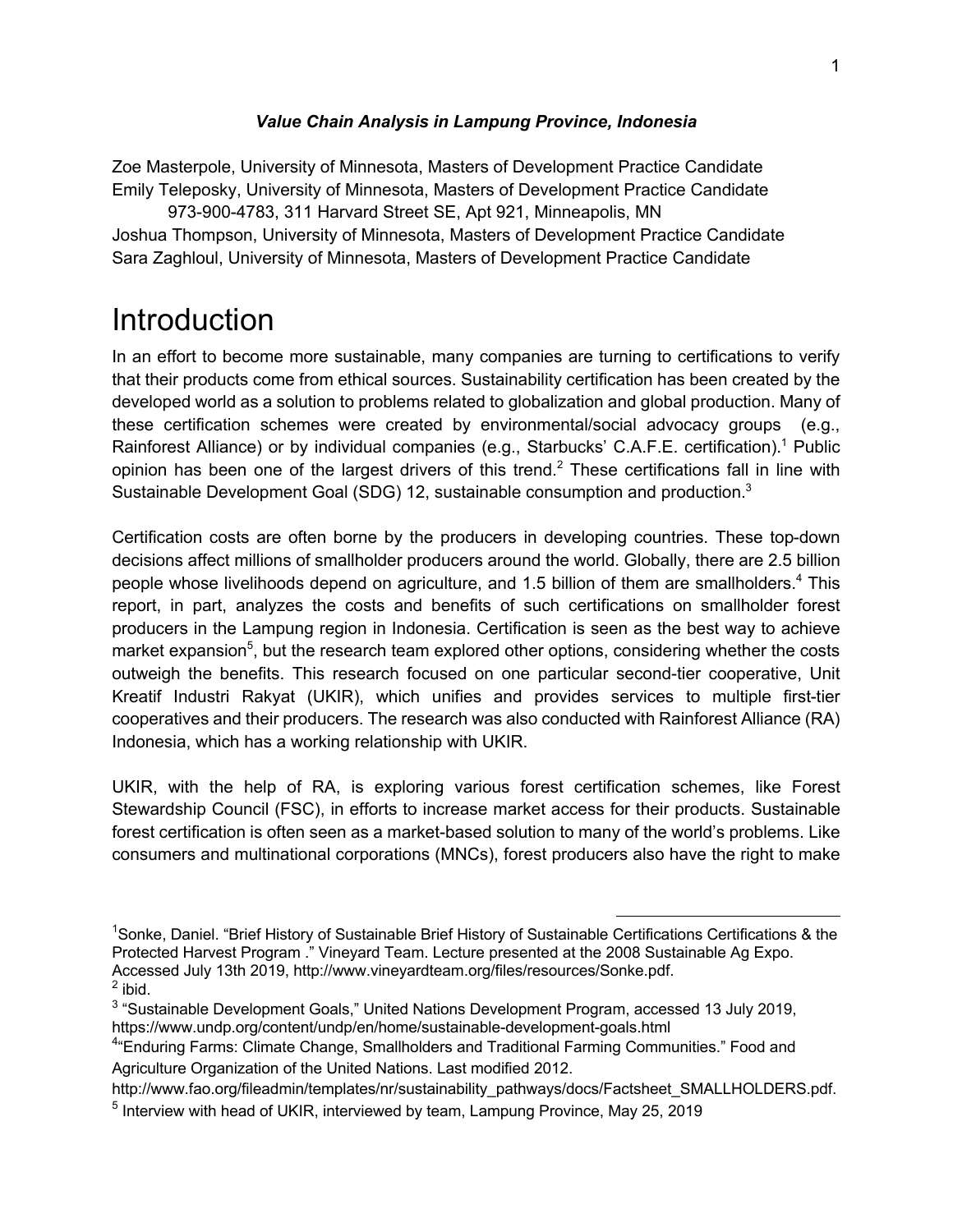***Value Chain Analysis in Lampung Province, Indonesia***

Zoe Masterpole, University of Minnesota, Masters of Development Practice Candidate
Emily Teleposky, University of Minnesota, Masters of Development Practice Candidate
973-900-4783, 311 Harvard Street SE, Apt 921, Minneapolis, MN
Joshua Thompson, University of Minnesota, Masters of Development Practice Candidate
Sara Zaghloul, University of Minnesota, Masters of Development Practice Candidate

# Introduction

In an effort to become more sustainable, many companies are turning to certifications to verify that their products come from ethical sources. Sustainability certification has been created by the developed world as a solution to problems related to globalization and global production. Many of these certification schemes were created by environmental/social advocacy groups (e.g., Rainforest Alliance) or by individual companies (e.g., Starbucks' C.A.F.E. certification).[1] Public opinion has been one of the largest drivers of this trend.[2] These certifications fall in line with Sustainable Development Goal (SDG) 12, sustainable consumption and production.[3]

Certification costs are often borne by the producers in developing countries. These top-down decisions affect millions of smallholder producers around the world. Globally, there are 2.5 billion people whose livelihoods depend on agriculture, and 1.5 billion of them are smallholders.[4] This report, in part, analyzes the costs and benefits of such certifications on smallholder forest producers in the Lampung region in Indonesia. Certification is seen as the best way to achieve market expansion[5], but the research team explored other options, considering whether the costs outweigh the benefits. This research focused on one particular second-tier cooperative, Unit Kreatif Industri Rakyat (UKIR), which unifies and provides services to multiple first-tier cooperatives and their producers. The research was also conducted with Rainforest Alliance (RA) Indonesia, which has a working relationship with UKIR.

UKIR, with the help of RA, is exploring various forest certification schemes, like Forest Stewardship Council (FSC), in efforts to increase market access for their products. Sustainable forest certification is often seen as a market-based solution to many of the world's problems. Like consumers and multinational corporations (MNCs), forest producers also have the right to make

---

[1] Sonke, Daniel. "Brief History of Sustainable Brief History of Sustainable Certifications Certifications & the Protected Harvest Program ." Vineyard Team. Lecture presented at the 2008 Sustainable Ag Expo. Accessed July 13th 2019, http://www.vineyardteam.org/files/resources/Sonke.pdf.

[2] ibid.

[3] "Sustainable Development Goals," United Nations Development Program, accessed 13 July 2019, https://www.undp.org/content/undp/en/home/sustainable-development-goals.html

[4] "Enduring Farms: Climate Change, Smallholders and Traditional Farming Communities." Food and Agriculture Organization of the United Nations. Last modified 2012. http://www.fao.org/fileadmin/templates/nr/sustainability_pathways/docs/Factsheet_SMALLHOLDERS.pdf.

[5] Interview with head of UKIR, interviewed by team, Lampung Province, May 25, 2019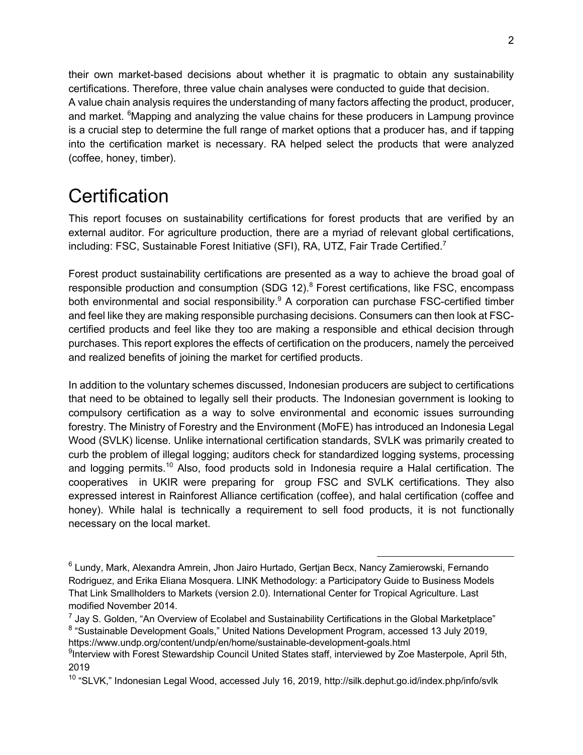their own market-based decisions about whether it is pragmatic to obtain any sustainability certifications. Therefore, three value chain analyses were conducted to guide that decision.
A value chain analysis requires the understanding of many factors affecting the product, producer, and market. [6]Mapping and analyzing the value chains for these producers in Lampung province is a crucial step to determine the full range of market options that a producer has, and if tapping into the certification market is necessary. RA helped select the products that were analyzed (coffee, honey, timber).

# Certification

This report focuses on sustainability certifications for forest products that are verified by an external auditor. For agriculture production, there are a myriad of relevant global certifications, including: FSC, Sustainable Forest Initiative (SFI), RA, UTZ, Fair Trade Certified.[7]

Forest product sustainability certifications are presented as a way to achieve the broad goal of responsible production and consumption (SDG 12).[8] Forest certifications, like FSC, encompass both environmental and social responsibility.[9] A corporation can purchase FSC-certified timber and feel like they are making responsible purchasing decisions. Consumers can then look at FSC-certified products and feel like they too are making a responsible and ethical decision through purchases. This report explores the effects of certification on the producers, namely the perceived and realized benefits of joining the market for certified products.

In addition to the voluntary schemes discussed, Indonesian producers are subject to certifications that need to be obtained to legally sell their products. The Indonesian government is looking to compulsory certification as a way to solve environmental and economic issues surrounding forestry. The Ministry of Forestry and the Environment (MoFE) has introduced an Indonesia Legal Wood (SVLK) license. Unlike international certification standards, SVLK was primarily created to curb the problem of illegal logging; auditors check for standardized logging systems, processing and logging permits.[10] Also, food products sold in Indonesia require a Halal certification. The cooperatives in UKIR were preparing for group FSC and SVLK certifications. They also expressed interest in Rainforest Alliance certification (coffee), and halal certification (coffee and honey). While halal is technically a requirement to sell food products, it is not functionally necessary on the local market.

---

[6] Lundy, Mark, Alexandra Amrein, Jhon Jairo Hurtado, Gertjan Becx, Nancy Zamierowski, Fernando Rodriguez, and Erika Eliana Mosquera. LINK Methodology: a Participatory Guide to Business Models That Link Smallholders to Markets (version 2.0). International Center for Tropical Agriculture. Last modified November 2014.

[7] Jay S. Golden, "An Overview of Ecolabel and Sustainability Certifications in the Global Marketplace"

[8] "Sustainable Development Goals," United Nations Development Program, accessed 13 July 2019, https://www.undp.org/content/undp/en/home/sustainable-development-goals.html

[9] Interview with Forest Stewardship Council United States staff, interviewed by Zoe Masterpole, April 5th, 2019

[10] "SLVK," Indonesian Legal Wood, accessed July 16, 2019, http://silk.dephut.go.id/index.php/info/svlk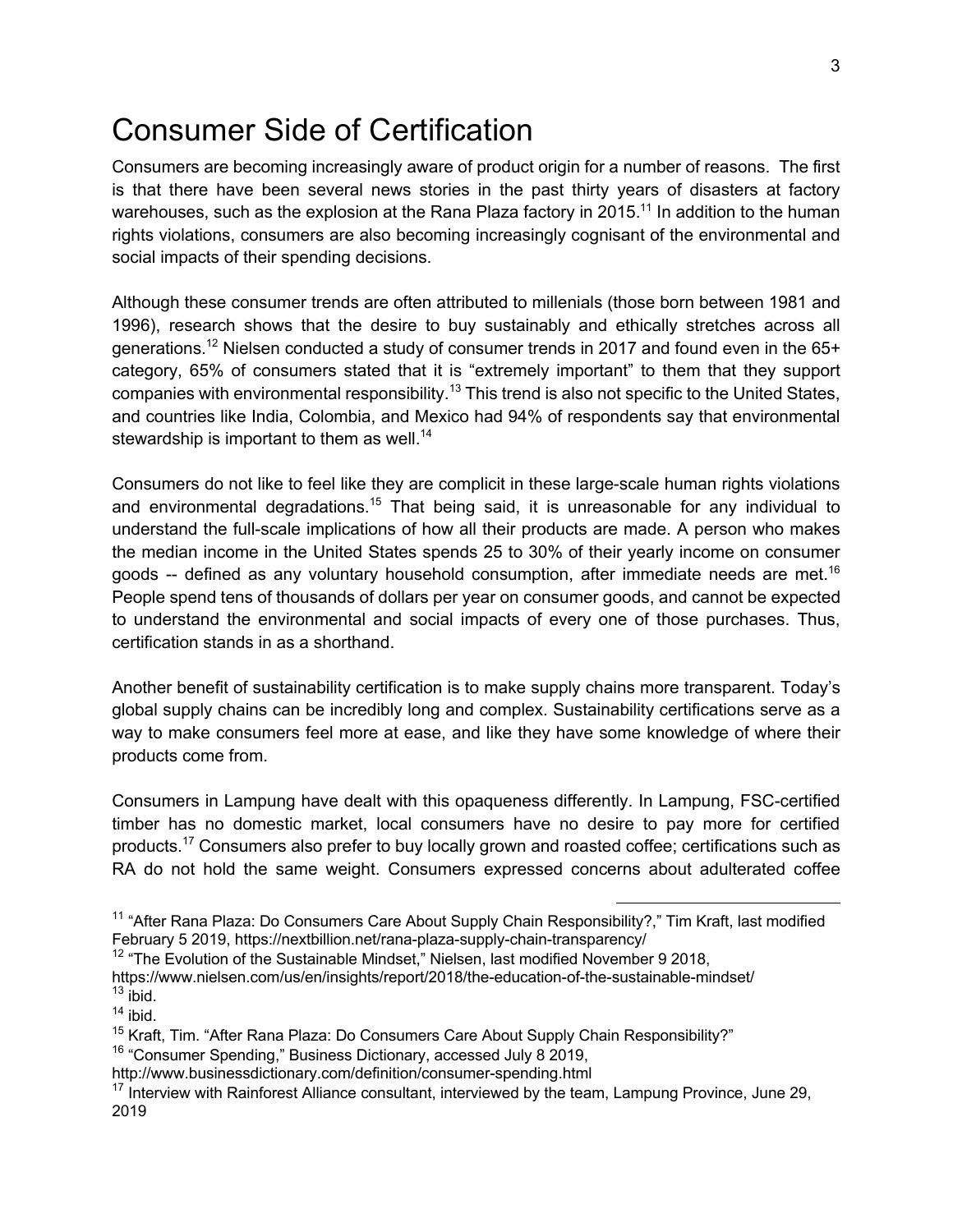# Consumer Side of Certification

Consumers are becoming increasingly aware of product origin for a number of reasons. The first is that there have been several news stories in the past thirty years of disasters at factory warehouses, such as the explosion at the Rana Plaza factory in 2015.[11] In addition to the human rights violations, consumers are also becoming increasingly cognisant of the environmental and social impacts of their spending decisions.

Although these consumer trends are often attributed to millenials (those born between 1981 and 1996), research shows that the desire to buy sustainably and ethically stretches across all generations.[12] Nielsen conducted a study of consumer trends in 2017 and found even in the 65+ category, 65% of consumers stated that it is "extremely important" to them that they support companies with environmental responsibility.[13] This trend is also not specific to the United States, and countries like India, Colombia, and Mexico had 94% of respondents say that environmental stewardship is important to them as well.[14]

Consumers do not like to feel like they are complicit in these large-scale human rights violations and environmental degradations.[15] That being said, it is unreasonable for any individual to understand the full-scale implications of how all their products are made. A person who makes the median income in the United States spends 25 to 30% of their yearly income on consumer goods -- defined as any voluntary household consumption, after immediate needs are met.[16] People spend tens of thousands of dollars per year on consumer goods, and cannot be expected to understand the environmental and social impacts of every one of those purchases. Thus, certification stands in as a shorthand.

Another benefit of sustainability certification is to make supply chains more transparent. Today's global supply chains can be incredibly long and complex. Sustainability certifications serve as a way to make consumers feel more at ease, and like they have some knowledge of where their products come from.

Consumers in Lampung have dealt with this opaqueness differently. In Lampung, FSC-certified timber has no domestic market, local consumers have no desire to pay more for certified products.[17] Consumers also prefer to buy locally grown and roasted coffee; certifications such as RA do not hold the same weight. Consumers expressed concerns about adulterated coffee

---

[11] "After Rana Plaza: Do Consumers Care About Supply Chain Responsibility?," Tim Kraft, last modified February 5 2019, https://nextbillion.net/rana-plaza-supply-chain-transparency/

[12] "The Evolution of the Sustainable Mindset," Nielsen, last modified November 9 2018, https://www.nielsen.com/us/en/insights/report/2018/the-education-of-the-sustainable-mindset/

[13] ibid.

[14] ibid.

[15] Kraft, Tim. "After Rana Plaza: Do Consumers Care About Supply Chain Responsibility?"

[16] "Consumer Spending," Business Dictionary, accessed July 8 2019, http://www.businessdictionary.com/definition/consumer-spending.html

[17] Interview with Rainforest Alliance consultant, interviewed by the team, Lampung Province, June 29, 2019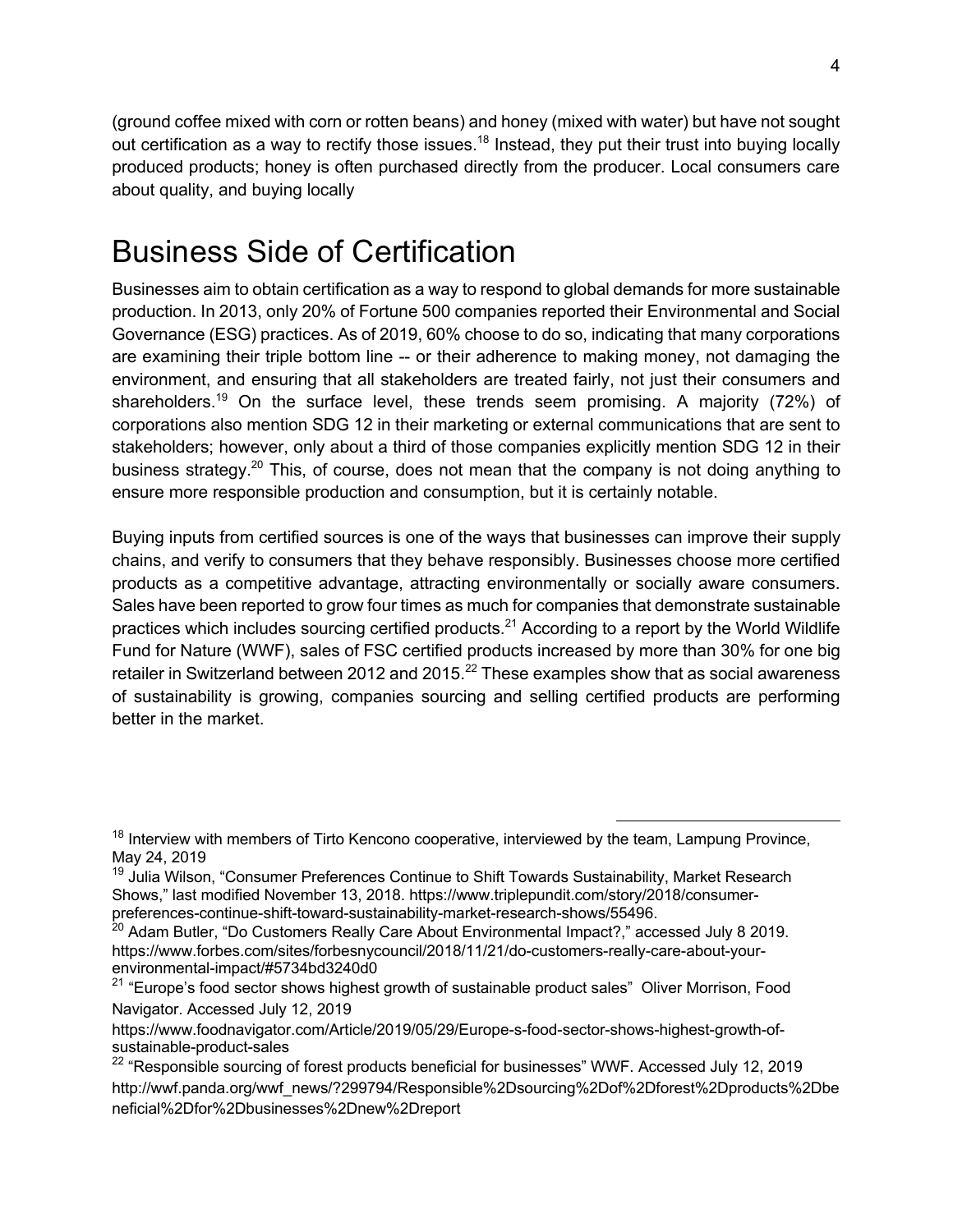(ground coffee mixed with corn or rotten beans) and honey (mixed with water) but have not sought out certification as a way to rectify those issues.[18] Instead, they put their trust into buying locally produced products; honey is often purchased directly from the producer. Local consumers care about quality, and buying locally

# Business Side of Certification

Businesses aim to obtain certification as a way to respond to global demands for more sustainable production. In 2013, only 20% of Fortune 500 companies reported their Environmental and Social Governance (ESG) practices. As of 2019, 60% choose to do so, indicating that many corporations are examining their triple bottom line -- or their adherence to making money, not damaging the environment, and ensuring that all stakeholders are treated fairly, not just their consumers and shareholders.[19] On the surface level, these trends seem promising. A majority (72%) of corporations also mention SDG 12 in their marketing or external communications that are sent to stakeholders; however, only about a third of those companies explicitly mention SDG 12 in their business strategy.[20] This, of course, does not mean that the company is not doing anything to ensure more responsible production and consumption, but it is certainly notable.

Buying inputs from certified sources is one of the ways that businesses can improve their supply chains, and verify to consumers that they behave responsibly. Businesses choose more certified products as a competitive advantage, attracting environmentally or socially aware consumers. Sales have been reported to grow four times as much for companies that demonstrate sustainable practices which includes sourcing certified products.[21] According to a report by the World Wildlife Fund for Nature (WWF), sales of FSC certified products increased by more than 30% for one big retailer in Switzerland between 2012 and 2015.[22] These examples show that as social awareness of sustainability is growing, companies sourcing and selling certified products are performing better in the market.

---

[18] Interview with members of Tirto Kencono cooperative, interviewed by the team, Lampung Province, May 24, 2019

[19] Julia Wilson, "Consumer Preferences Continue to Shift Towards Sustainability, Market Research Shows," last modified November 13, 2018. https://www.triplepundit.com/story/2018/consumer-preferences-continue-shift-toward-sustainability-market-research-shows/55496.

[20] Adam Butler, "Do Customers Really Care About Environmental Impact?," accessed July 8 2019. https://www.forbes.com/sites/forbesnycouncil/2018/11/21/do-customers-really-care-about-your-environmental-impact/#5734bd3240d0

[21] "Europe's food sector shows highest growth of sustainable product sales" Oliver Morrison, Food Navigator. Accessed July 12, 2019 https://www.foodnavigator.com/Article/2019/05/29/Europe-s-food-sector-shows-highest-growth-of-sustainable-product-sales

[22] "Responsible sourcing of forest products beneficial for businesses" WWF. Accessed July 12, 2019 http://wwf.panda.org/wwf_news/?299794/Responsible%2Dsourcing%2Dof%2Dforest%2Dproducts%2Dbeneficial%2Dfor%2Dbusinesses%2Dnew%2Dreport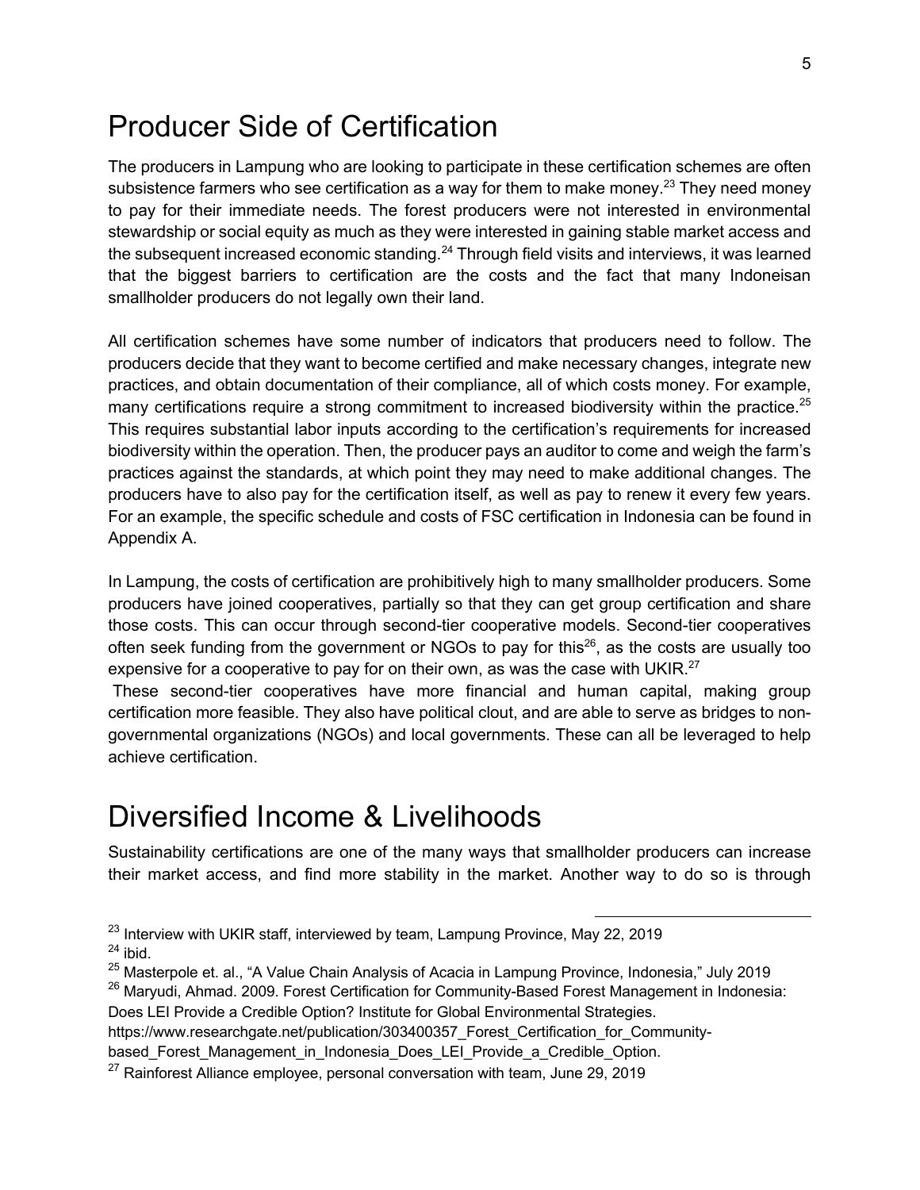## Producer Side of Certification

The producers in Lampung who are looking to participate in these certification schemes are often subsistence farmers who see certification as a way for them to make money.[23] They need money to pay for their immediate needs. The forest producers were not interested in environmental stewardship or social equity as much as they were interested in gaining stable market access and the subsequent increased economic standing.[24] Through field visits and interviews, it was learned that the biggest barriers to certification are the costs and the fact that many Indoneisan smallholder producers do not legally own their land.

All certification schemes have some number of indicators that producers need to follow. The producers decide that they want to become certified and make necessary changes, integrate new practices, and obtain documentation of their compliance, all of which costs money. For example, many certifications require a strong commitment to increased biodiversity within the practice.[25] This requires substantial labor inputs according to the certification's requirements for increased biodiversity within the operation. Then, the producer pays an auditor to come and weigh the farm's practices against the standards, at which point they may need to make additional changes. The producers have to also pay for the certification itself, as well as pay to renew it every few years. For an example, the specific schedule and costs of FSC certification in Indonesia can be found in Appendix A.

In Lampung, the costs of certification are prohibitively high to many smallholder producers. Some producers have joined cooperatives, partially so that they can get group certification and share those costs. This can occur through second-tier cooperative models. Second-tier cooperatives often seek funding from the government or NGOs to pay for this[26], as the costs are usually too expensive for a cooperative to pay for on their own, as was the case with UKIR.[27]

These second-tier cooperatives have more financial and human capital, making group certification more feasible. They also have political clout, and are able to serve as bridges to non-governmental organizations (NGOs) and local governments. These can all be leveraged to help achieve certification.

## Diversified Income & Livelihoods

Sustainability certifications are one of the many ways that smallholder producers can increase their market access, and find more stability in the market. Another way to do so is through

---

[23] Interview with UKIR staff, interviewed by team, Lampung Province, May 22, 2019

[24] ibid.

[25] Masterpole et. al., "A Value Chain Analysis of Acacia in Lampung Province, Indonesia," July 2019

[26] Maryudi, Ahmad. 2009. Forest Certification for Community-Based Forest Management in Indonesia: Does LEI Provide a Credible Option? Institute for Global Environmental Strategies. https://www.researchgate.net/publication/303400357_Forest_Certification_for_Community-based_Forest_Management_in_Indonesia_Does_LEI_Provide_a_Credible_Option.

[27] Rainforest Alliance employee, personal conversation with team, June 29, 2019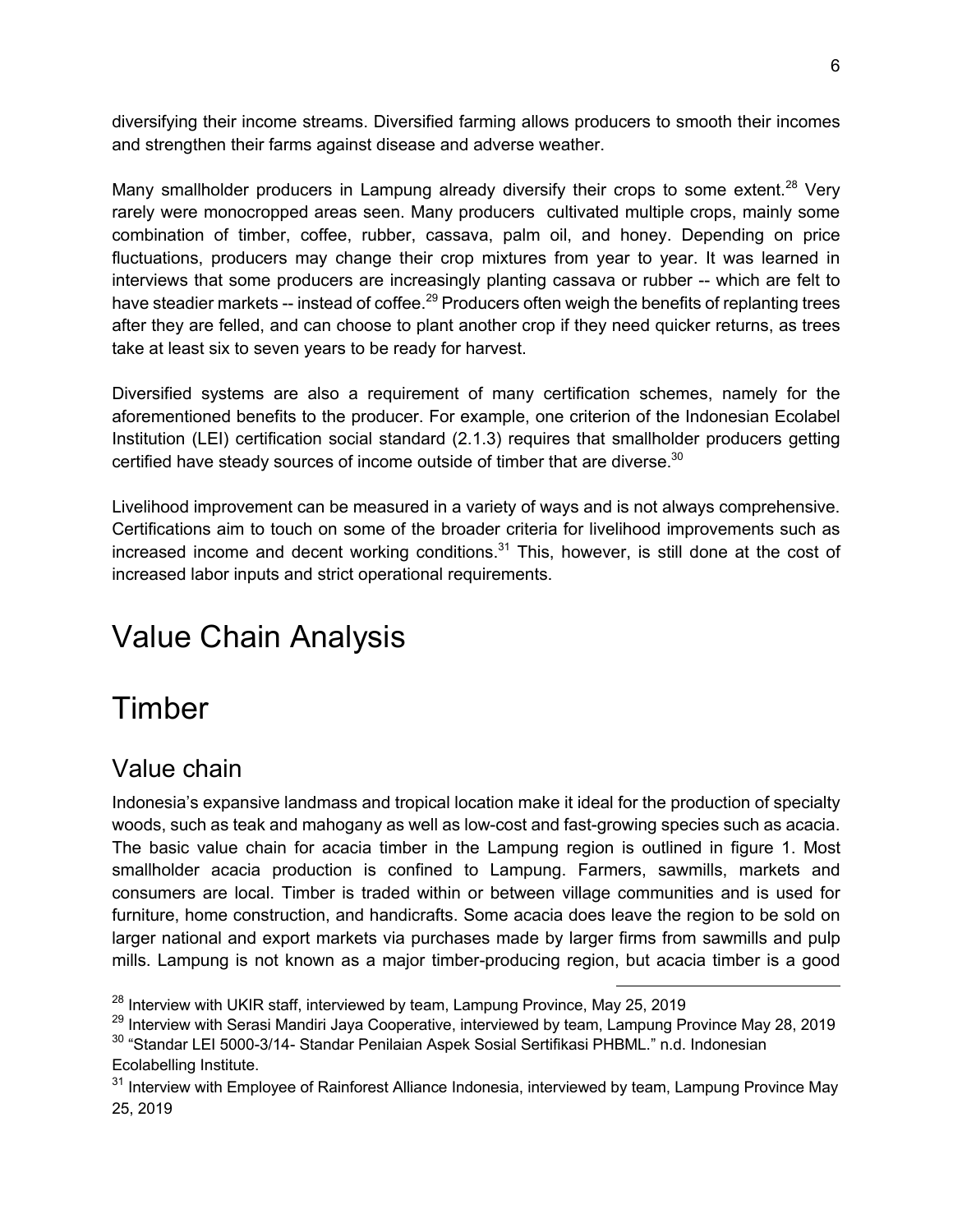diversifying their income streams. Diversified farming allows producers to smooth their incomes and strengthen their farms against disease and adverse weather.

Many smallholder producers in Lampung already diversify their crops to some extent.[28] Very rarely were monocropped areas seen. Many producers cultivated multiple crops, mainly some combination of timber, coffee, rubber, cassava, palm oil, and honey. Depending on price fluctuations, producers may change their crop mixtures from year to year. It was learned in interviews that some producers are increasingly planting cassava or rubber -- which are felt to have steadier markets -- instead of coffee.[29] Producers often weigh the benefits of replanting trees after they are felled, and can choose to plant another crop if they need quicker returns, as trees take at least six to seven years to be ready for harvest.

Diversified systems are also a requirement of many certification schemes, namely for the aforementioned benefits to the producer. For example, one criterion of the Indonesian Ecolabel Institution (LEI) certification social standard (2.1.3) requires that smallholder producers getting certified have steady sources of income outside of timber that are diverse.[30]

Livelihood improvement can be measured in a variety of ways and is not always comprehensive. Certifications aim to touch on some of the broader criteria for livelihood improvements such as increased income and decent working conditions.[31] This, however, is still done at the cost of increased labor inputs and strict operational requirements.

# Value Chain Analysis

# Timber

## Value chain

Indonesia's expansive landmass and tropical location make it ideal for the production of specialty woods, such as teak and mahogany as well as low-cost and fast-growing species such as acacia. The basic value chain for acacia timber in the Lampung region is outlined in figure 1. Most smallholder acacia production is confined to Lampung. Farmers, sawmills, markets and consumers are local. Timber is traded within or between village communities and is used for furniture, home construction, and handicrafts. Some acacia does leave the region to be sold on larger national and export markets via purchases made by larger firms from sawmills and pulp mills. Lampung is not known as a major timber-producing region, but acacia timber is a good

---

[28] Interview with UKIR staff, interviewed by team, Lampung Province, May 25, 2019

[29] Interview with Serasi Mandiri Jaya Cooperative, interviewed by team, Lampung Province May 28, 2019

[30] "Standar LEI 5000-3/14- Standar Penilaian Aspek Sosial Sertifikasi PHBML." n.d. Indonesian Ecolabelling Institute.

[31] Interview with Employee of Rainforest Alliance Indonesia, interviewed by team, Lampung Province May 25, 2019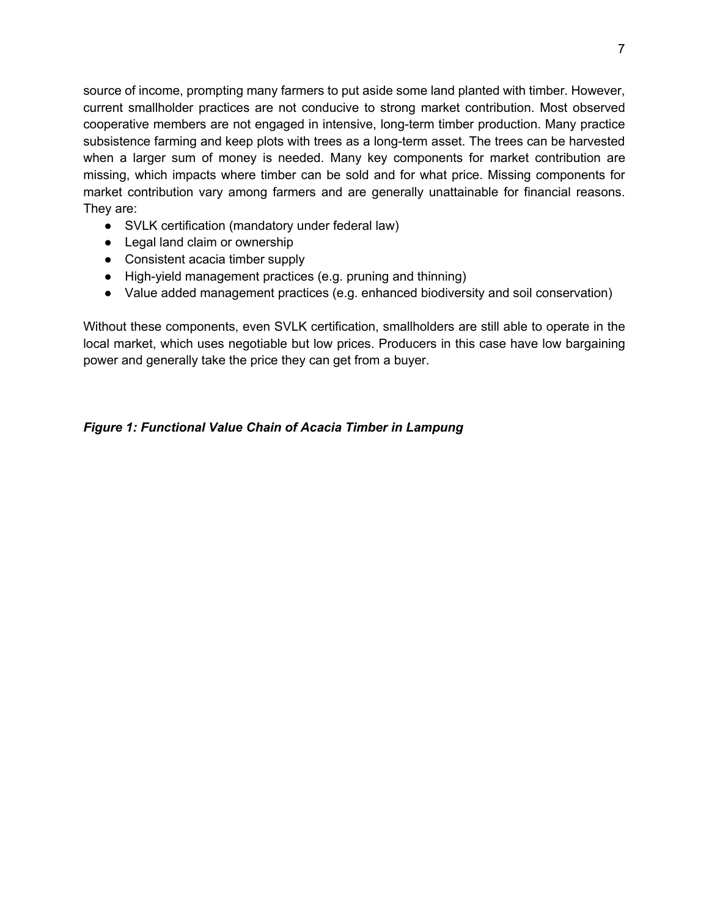source of income, prompting many farmers to put aside some land planted with timber. However, current smallholder practices are not conducive to strong market contribution. Most observed cooperative members are not engaged in intensive, long-term timber production. Many practice subsistence farming and keep plots with trees as a long-term asset. The trees can be harvested when a larger sum of money is needed. Many key components for market contribution are missing, which impacts where timber can be sold and for what price. Missing components for market contribution vary among farmers and are generally unattainable for financial reasons. They are:

- SVLK certification (mandatory under federal law)
- Legal land claim or ownership
- Consistent acacia timber supply
- High-yield management practices (e.g. pruning and thinning)
- Value added management practices (e.g. enhanced biodiversity and soil conservation)

Without these components, even SVLK certification, smallholders are still able to operate in the local market, which uses negotiable but low prices. Producers in this case have low bargaining power and generally take the price they can get from a buyer.

***Figure 1: Functional Value Chain of Acacia Timber in Lampung***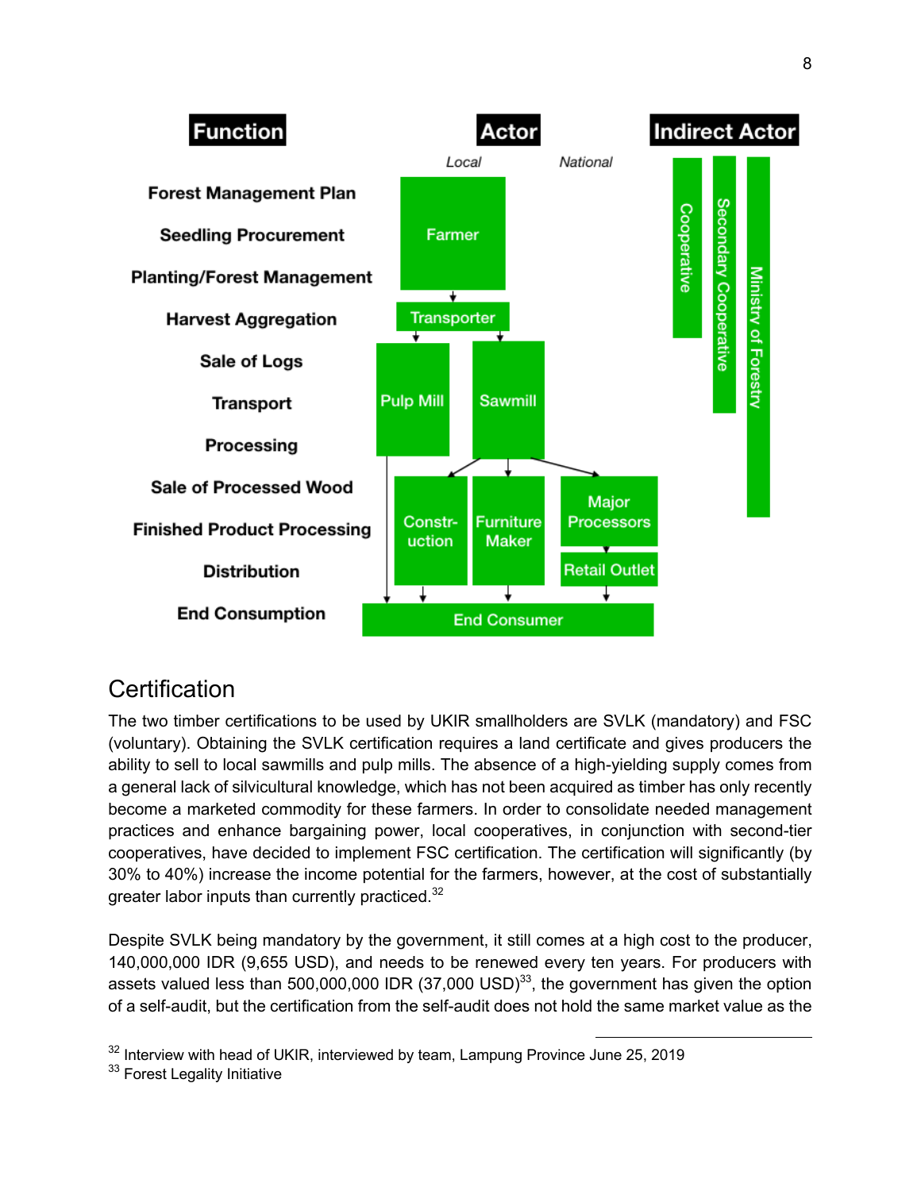**Function** | **Actor** (*Local* / *National*) | **Indirect Actor**

| Function | Actor |
|---|---|
| Forest Management Plan | Farmer |
| Seedling Procurement | Farmer |
| Planting/Forest Management | Farmer |
| Harvest Aggregation | Transporter |
| Sale of Logs | Pulp Mill, Sawmill |
| Transport | Pulp Mill, Sawmill |
| Processing | Pulp Mill, Sawmill |
| Sale of Processed Wood | Constr-uction, Furniture Maker, Major Processors |
| Finished Product Processing | Constr-uction, Furniture Maker, Major Processors |
| Distribution | Retail Outlet |
| End Consumption | End Consumer |

Indirect Actor: Cooperative, Secondary Cooperative, Ministry of Forestry

## Certification

The two timber certifications to be used by UKIR smallholders are SVLK (mandatory) and FSC (voluntary). Obtaining the SVLK certification requires a land certificate and gives producers the ability to sell to local sawmills and pulp mills. The absence of a high-yielding supply comes from a general lack of silvicultural knowledge, which has not been acquired as timber has only recently become a marketed commodity for these farmers. In order to consolidate needed management practices and enhance bargaining power, local cooperatives, in conjunction with second-tier cooperatives, have decided to implement FSC certification. The certification will significantly (by 30% to 40%) increase the income potential for the farmers, however, at the cost of substantially greater labor inputs than currently practiced.[32]

Despite SVLK being mandatory by the government, it still comes at a high cost to the producer, 140,000,000 IDR (9,655 USD), and needs to be renewed every ten years. For producers with assets valued less than 500,000,000 IDR (37,000 USD)[33], the government has given the option of a self-audit, but the certification from the self-audit does not hold the same market value as the

[32] Interview with head of UKIR, interviewed by team, Lampung Province June 25, 2019

[33] Forest Legality Initiative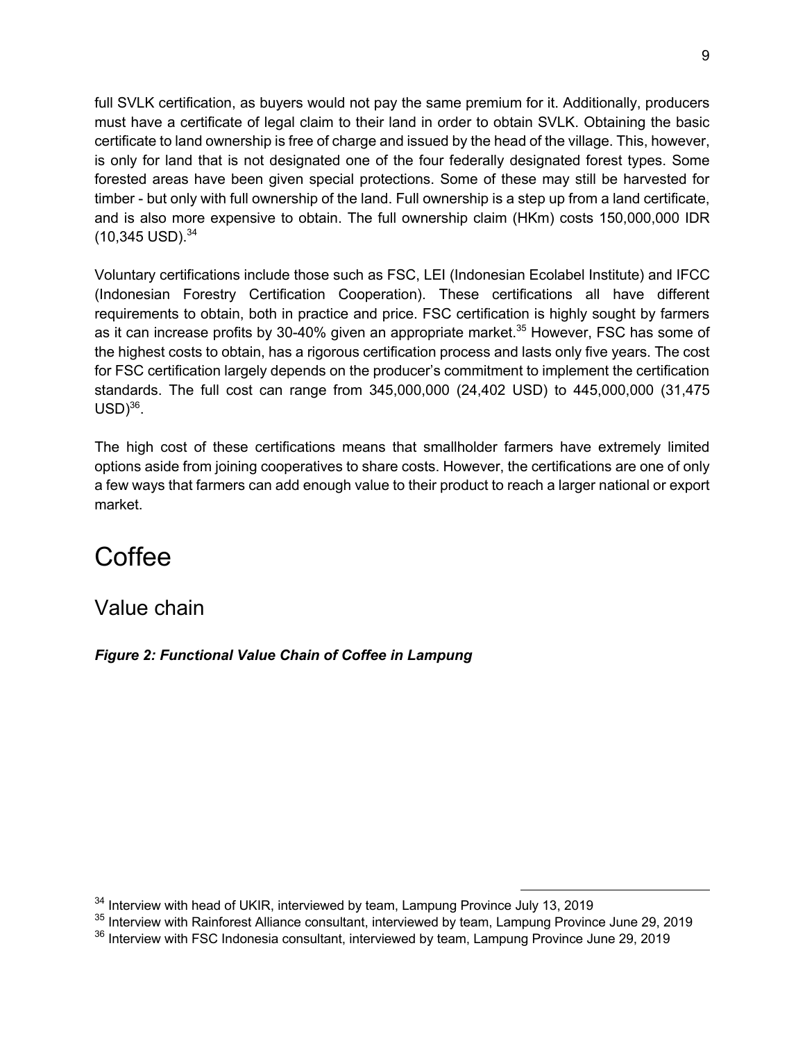full SVLK certification, as buyers would not pay the same premium for it. Additionally, producers must have a certificate of legal claim to their land in order to obtain SVLK. Obtaining the basic certificate to land ownership is free of charge and issued by the head of the village. This, however, is only for land that is not designated one of the four federally designated forest types. Some forested areas have been given special protections. Some of these may still be harvested for timber - but only with full ownership of the land. Full ownership is a step up from a land certificate, and is also more expensive to obtain. The full ownership claim (HKm) costs 150,000,000 IDR (10,345 USD).[34]

Voluntary certifications include those such as FSC, LEI (Indonesian Ecolabel Institute) and IFCC (Indonesian Forestry Certification Cooperation). These certifications all have different requirements to obtain, both in practice and price. FSC certification is highly sought by farmers as it can increase profits by 30-40% given an appropriate market.[35] However, FSC has some of the highest costs to obtain, has a rigorous certification process and lasts only five years. The cost for FSC certification largely depends on the producer's commitment to implement the certification standards. The full cost can range from 345,000,000 (24,402 USD) to 445,000,000 (31,475 USD)[36].

The high cost of these certifications means that smallholder farmers have extremely limited options aside from joining cooperatives to share costs. However, the certifications are one of only a few ways that farmers can add enough value to their product to reach a larger national or export market.

# Coffee

## Value chain

***Figure 2: Functional Value Chain of Coffee in Lampung***

[34] Interview with head of UKIR, interviewed by team, Lampung Province July 13, 2019

[35] Interview with Rainforest Alliance consultant, interviewed by team, Lampung Province June 29, 2019

[36] Interview with FSC Indonesia consultant, interviewed by team, Lampung Province June 29, 2019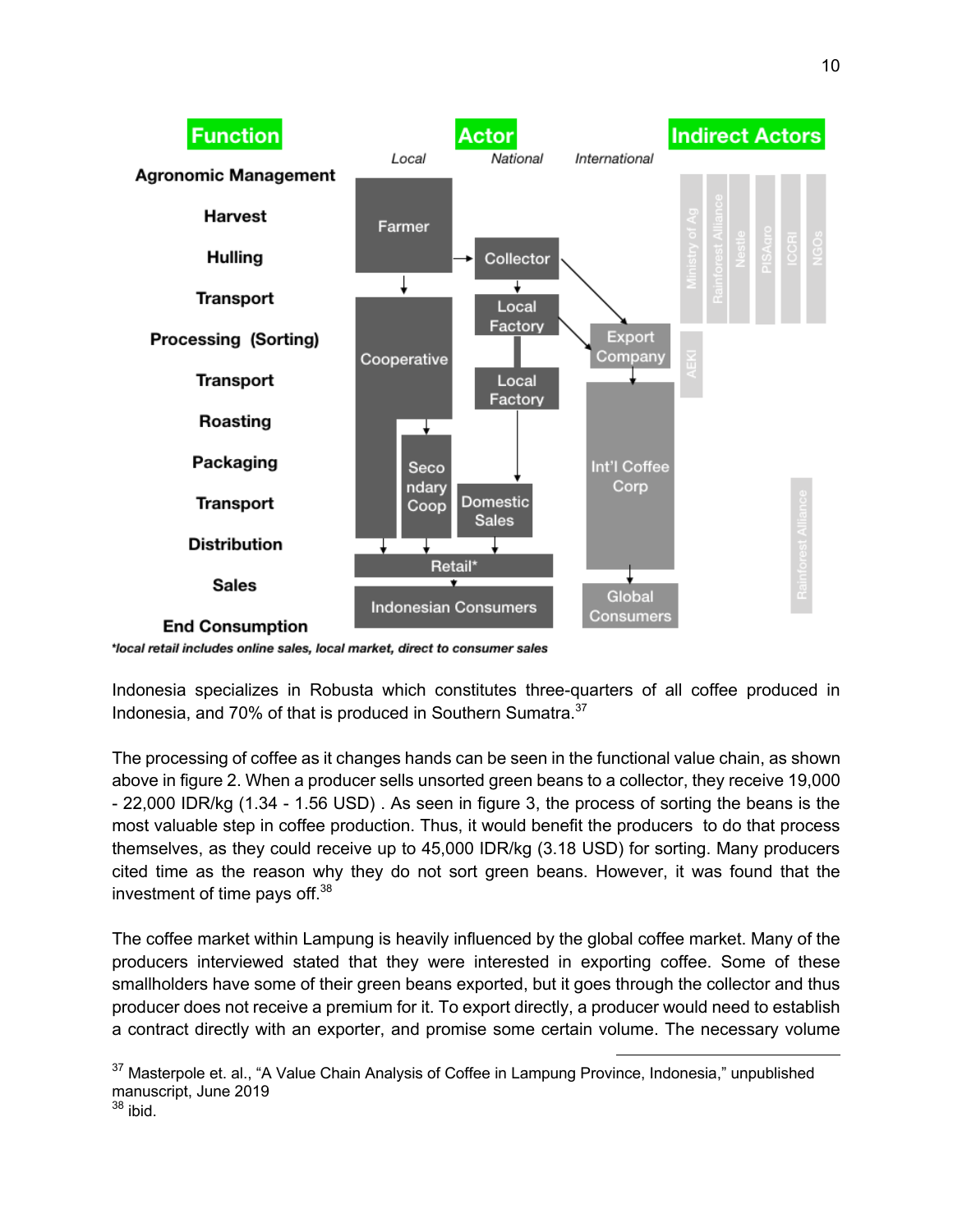*local retail includes online sales, local market, direct to consumer sales*

Indonesia specializes in Robusta which constitutes three-quarters of all coffee produced in Indonesia, and 70% of that is produced in Southern Sumatra.[37]

The processing of coffee as it changes hands can be seen in the functional value chain, as shown above in figure 2. When a producer sells unsorted green beans to a collector, they receive 19,000 - 22,000 IDR/kg (1.34 - 1.56 USD) . As seen in figure 3, the process of sorting the beans is the most valuable step in coffee production. Thus, it would benefit the producers to do that process themselves, as they could receive up to 45,000 IDR/kg (3.18 USD) for sorting. Many producers cited time as the reason why they do not sort green beans. However, it was found that the investment of time pays off.[38]

The coffee market within Lampung is heavily influenced by the global coffee market. Many of the producers interviewed stated that they were interested in exporting coffee. Some of these smallholders have some of their green beans exported, but it goes through the collector and thus producer does not receive a premium for it. To export directly, a producer would need to establish a contract directly with an exporter, and promise some certain volume. The necessary volume

---

[37] Masterpole et. al., "A Value Chain Analysis of Coffee in Lampung Province, Indonesia," unpublished manuscript, June 2019

[38] ibid.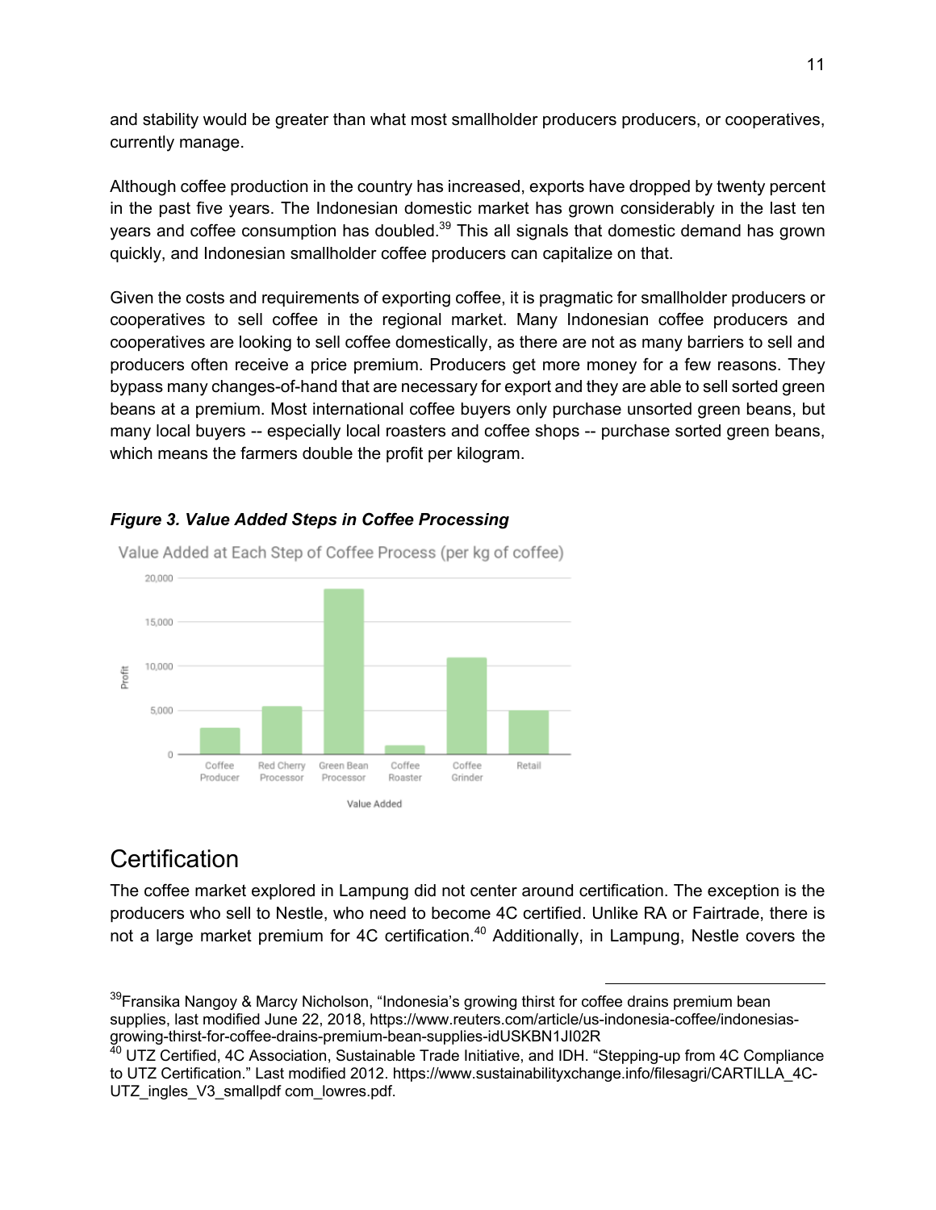and stability would be greater than what most smallholder producers producers, or cooperatives, currently manage.

Although coffee production in the country has increased, exports have dropped by twenty percent in the past five years. The Indonesian domestic market has grown considerably in the last ten years and coffee consumption has doubled.[39] This all signals that domestic demand has grown quickly, and Indonesian smallholder coffee producers can capitalize on that.

Given the costs and requirements of exporting coffee, it is pragmatic for smallholder producers or cooperatives to sell coffee in the regional market. Many Indonesian coffee producers and cooperatives are looking to sell coffee domestically, as there are not as many barriers to sell and producers often receive a price premium. Producers get more money for a few reasons. They bypass many changes-of-hand that are necessary for export and they are able to sell sorted green beans at a premium. Most international coffee buyers only purchase unsorted green beans, but many local buyers -- especially local roasters and coffee shops -- purchase sorted green beans, which means the farmers double the profit per kilogram.

***Figure 3. Value Added Steps in Coffee Processing***

Value Added at Each Step of Coffee Process (per kg of coffee)

| Value Added | Profit |
|---|---|
| Coffee Producer | ~3,000 |
| Red Cherry Processor | ~5,400 |
| Green Bean Processor | ~18,700 |
| Coffee Roaster | ~1,000 |
| Coffee Grinder | ~11,000 |
| Retail | ~5,000 |

## Certification

The coffee market explored in Lampung did not center around certification. The exception is the producers who sell to Nestle, who need to become 4C certified. Unlike RA or Fairtrade, there is not a large market premium for 4C certification.[40] Additionally, in Lampung, Nestle covers the

---

[39] Fransika Nangoy & Marcy Nicholson, "Indonesia's growing thirst for coffee drains premium bean supplies, last modified June 22, 2018, https://www.reuters.com/article/us-indonesia-coffee/indonesias-growing-thirst-for-coffee-drains-premium-bean-supplies-idUSKBN1JI02R

[40] UTZ Certified, 4C Association, Sustainable Trade Initiative, and IDH. "Stepping-up from 4C Compliance to UTZ Certification." Last modified 2012. https://www.sustainabilityxchange.info/filesagri/CARTILLA_4C-UTZ_ingles_V3_smallpdf com_lowres.pdf.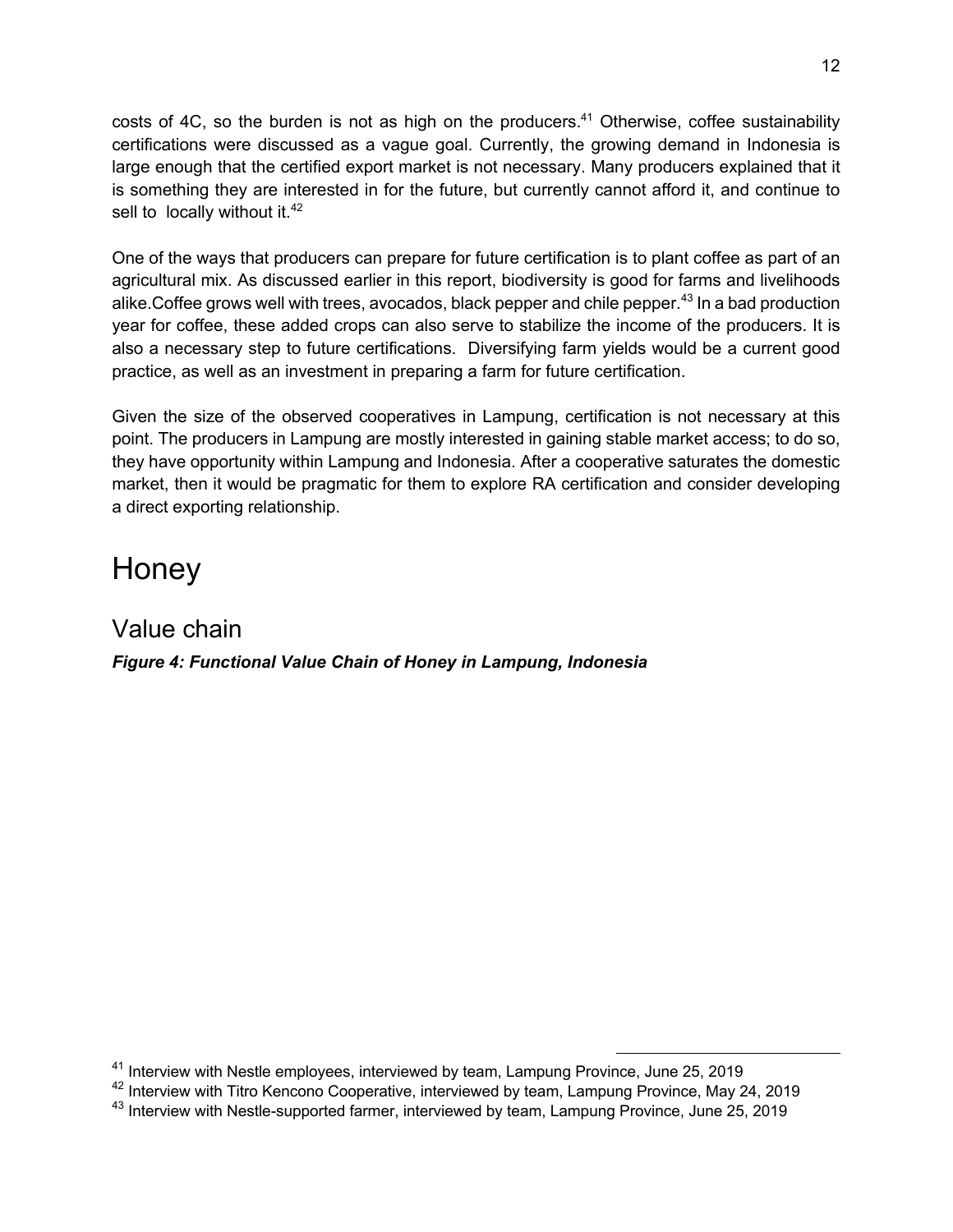costs of 4C, so the burden is not as high on the producers.[41] Otherwise, coffee sustainability certifications were discussed as a vague goal. Currently, the growing demand in Indonesia is large enough that the certified export market is not necessary. Many producers explained that it is something they are interested in for the future, but currently cannot afford it, and continue to sell to locally without it.[42]

One of the ways that producers can prepare for future certification is to plant coffee as part of an agricultural mix. As discussed earlier in this report, biodiversity is good for farms and livelihoods alike.Coffee grows well with trees, avocados, black pepper and chile pepper.[43] In a bad production year for coffee, these added crops can also serve to stabilize the income of the producers. It is also a necessary step to future certifications. Diversifying farm yields would be a current good practice, as well as an investment in preparing a farm for future certification.

Given the size of the observed cooperatives in Lampung, certification is not necessary at this point. The producers in Lampung are mostly interested in gaining stable market access; to do so, they have opportunity within Lampung and Indonesia. After a cooperative saturates the domestic market, then it would be pragmatic for them to explore RA certification and consider developing a direct exporting relationship.

# Honey

## Value chain

***Figure 4: Functional Value Chain of Honey in Lampung, Indonesia***

[41] Interview with Nestle employees, interviewed by team, Lampung Province, June 25, 2019

[42] Interview with Titro Kencono Cooperative, interviewed by team, Lampung Province, May 24, 2019

[43] Interview with Nestle-supported farmer, interviewed by team, Lampung Province, June 25, 2019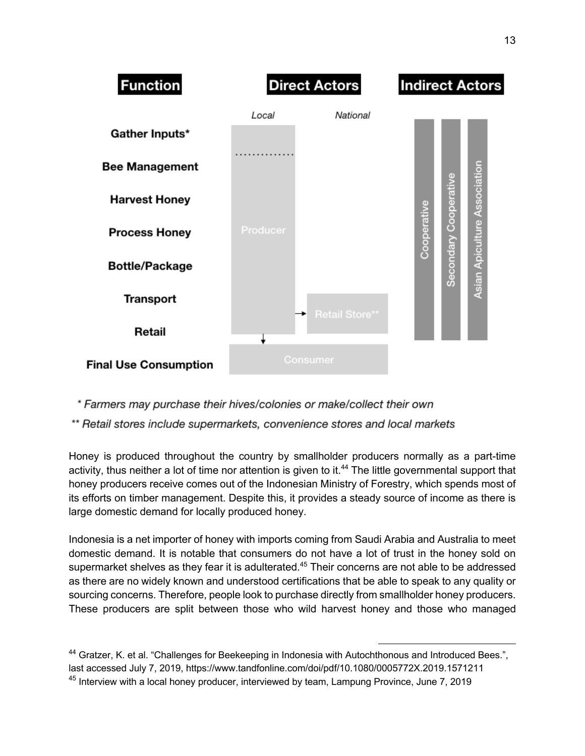| Function | Direct Actors: Local | Direct Actors: National | Indirect Actors |
|---|---|---|---|
| Gather Inputs* | Producer | | Cooperative; Secondary Cooperative; Asian Apiculture Association |
| Bee Management | Producer | | |
| Harvest Honey | Producer | | |
| Process Honey | Producer | | |
| Bottle/Package | Producer | | |
| Transport | Producer → | Retail Store** | |
| Retail | Producer | Retail Store** | |
| Final Use Consumption | Consumer | Consumer | |

*\* Farmers may purchase their hives/colonies or make/collect their own*

*\*\* Retail stores include supermarkets, convenience stores and local markets*

Honey is produced throughout the country by smallholder producers normally as a part-time activity, thus neither a lot of time nor attention is given to it.[44] The little governmental support that honey producers receive comes out of the Indonesian Ministry of Forestry, which spends most of its efforts on timber management. Despite this, it provides a steady source of income as there is large domestic demand for locally produced honey.

Indonesia is a net importer of honey with imports coming from Saudi Arabia and Australia to meet domestic demand. It is notable that consumers do not have a lot of trust in the honey sold on supermarket shelves as they fear it is adulterated.[45] Their concerns are not able to be addressed as there are no widely known and understood certifications that be able to speak to any quality or sourcing concerns. Therefore, people look to purchase directly from smallholder honey producers. These producers are split between those who wild harvest honey and those who managed

---

[44] Gratzer, K. et al. "Challenges for Beekeeping in Indonesia with Autochthonous and Introduced Bees.", last accessed July 7, 2019, https://www.tandfonline.com/doi/pdf/10.1080/0005772X.2019.1571211

[45] Interview with a local honey producer, interviewed by team, Lampung Province, June 7, 2019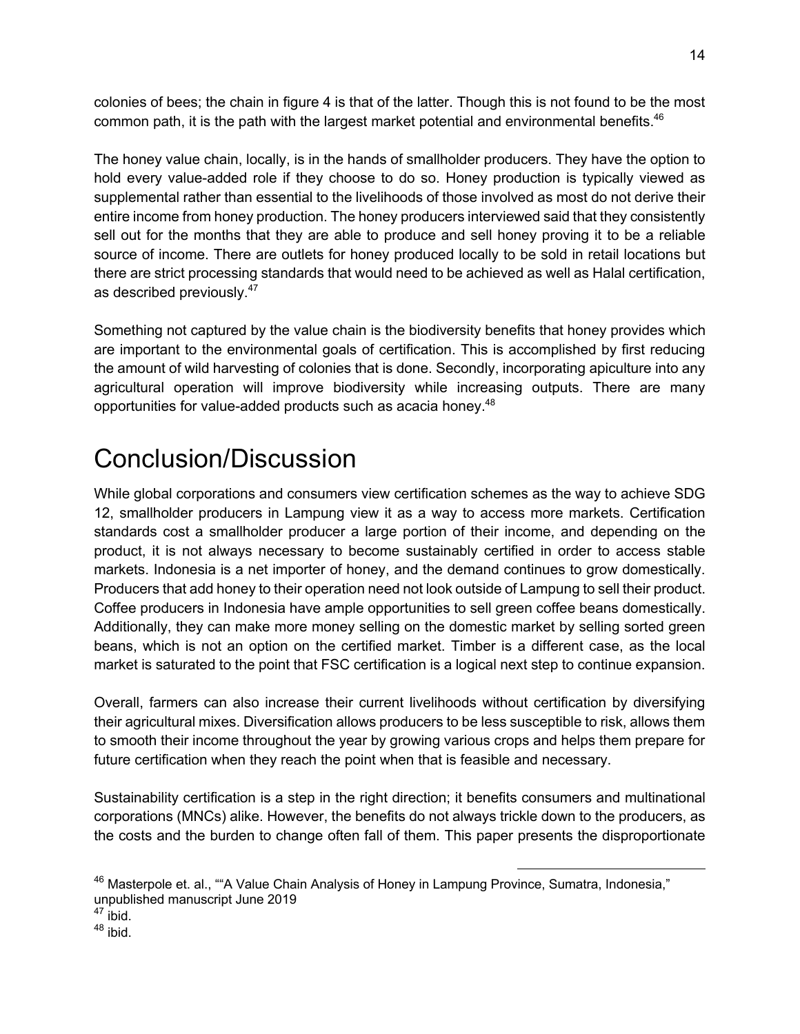colonies of bees; the chain in figure 4 is that of the latter. Though this is not found to be the most common path, it is the path with the largest market potential and environmental benefits.[46]

The honey value chain, locally, is in the hands of smallholder producers. They have the option to hold every value-added role if they choose to do so. Honey production is typically viewed as supplemental rather than essential to the livelihoods of those involved as most do not derive their entire income from honey production. The honey producers interviewed said that they consistently sell out for the months that they are able to produce and sell honey proving it to be a reliable source of income. There are outlets for honey produced locally to be sold in retail locations but there are strict processing standards that would need to be achieved as well as Halal certification, as described previously.[47]

Something not captured by the value chain is the biodiversity benefits that honey provides which are important to the environmental goals of certification. This is accomplished by first reducing the amount of wild harvesting of colonies that is done. Secondly, incorporating apiculture into any agricultural operation will improve biodiversity while increasing outputs. There are many opportunities for value-added products such as acacia honey.[48]

# Conclusion/Discussion

While global corporations and consumers view certification schemes as the way to achieve SDG 12, smallholder producers in Lampung view it as a way to access more markets. Certification standards cost a smallholder producer a large portion of their income, and depending on the product, it is not always necessary to become sustainably certified in order to access stable markets. Indonesia is a net importer of honey, and the demand continues to grow domestically. Producers that add honey to their operation need not look outside of Lampung to sell their product. Coffee producers in Indonesia have ample opportunities to sell green coffee beans domestically. Additionally, they can make more money selling on the domestic market by selling sorted green beans, which is not an option on the certified market. Timber is a different case, as the local market is saturated to the point that FSC certification is a logical next step to continue expansion.

Overall, farmers can also increase their current livelihoods without certification by diversifying their agricultural mixes. Diversification allows producers to be less susceptible to risk, allows them to smooth their income throughout the year by growing various crops and helps them prepare for future certification when they reach the point when that is feasible and necessary.

Sustainability certification is a step in the right direction; it benefits consumers and multinational corporations (MNCs) alike. However, the benefits do not always trickle down to the producers, as the costs and the burden to change often fall of them. This paper presents the disproportionate

---

[46] Masterpole et. al., ""A Value Chain Analysis of Honey in Lampung Province, Sumatra, Indonesia," unpublished manuscript June 2019

[47] ibid.

[48] ibid.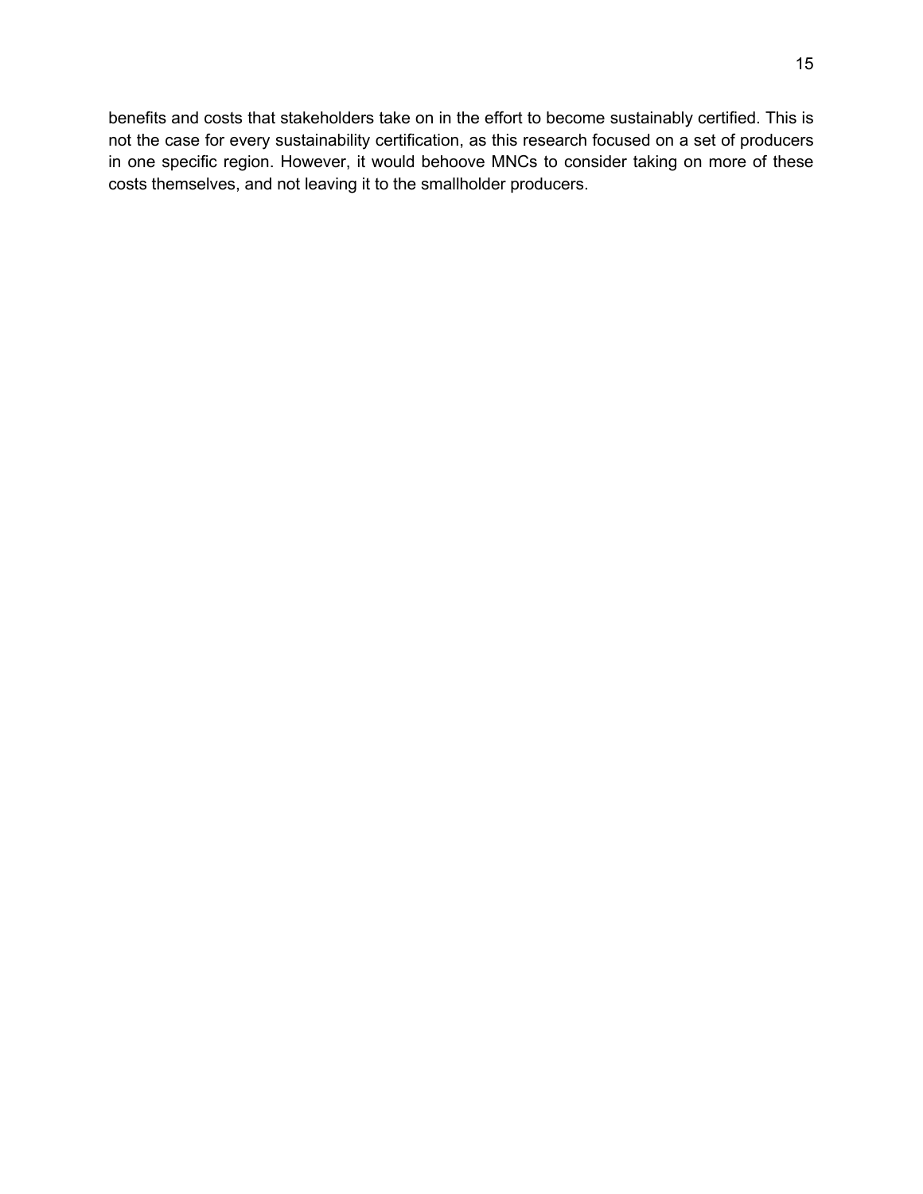benefits and costs that stakeholders take on in the effort to become sustainably certified. This is not the case for every sustainability certification, as this research focused on a set of producers in one specific region. However, it would behoove MNCs to consider taking on more of these costs themselves, and not leaving it to the smallholder producers.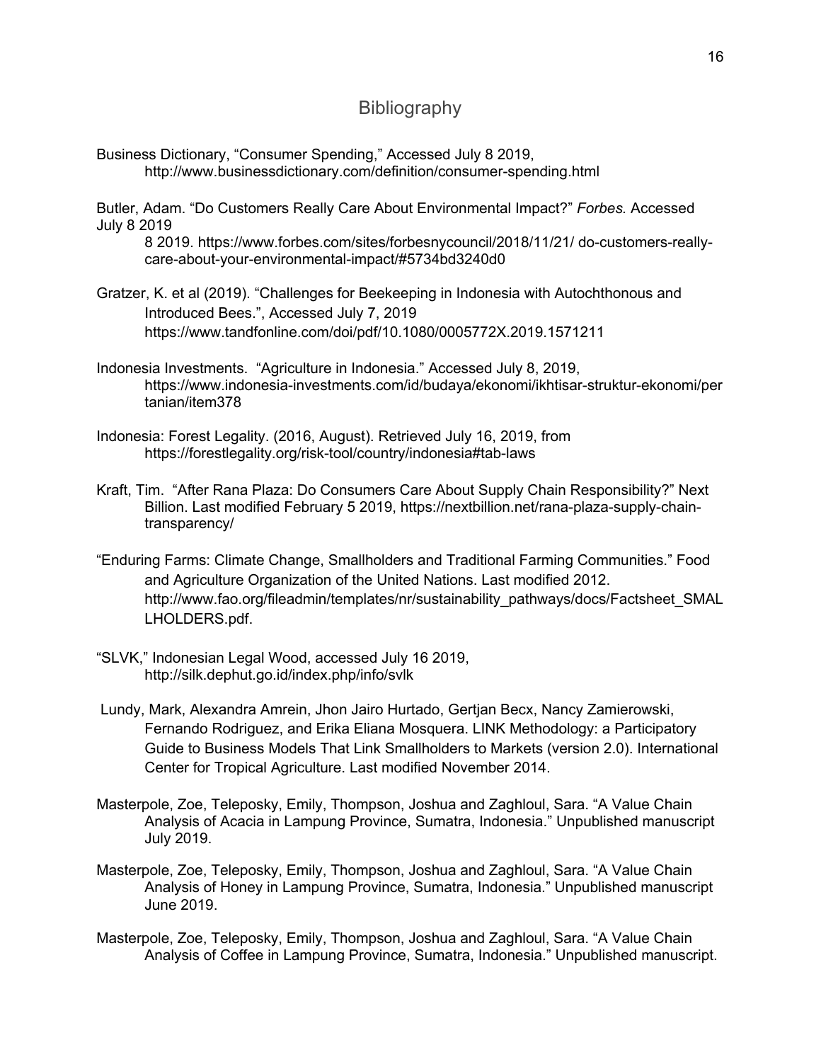## Bibliography

Business Dictionary, "Consumer Spending," Accessed July 8 2019, http://www.businessdictionary.com/definition/consumer-spending.html

Butler, Adam. "Do Customers Really Care About Environmental Impact?" *Forbes.* Accessed July 8 2019
8 2019. https://www.forbes.com/sites/forbesnycouncil/2018/11/21/ do-customers-really-care-about-your-environmental-impact/#5734bd3240d0

Gratzer, K. et al (2019). "Challenges for Beekeeping in Indonesia with Autochthonous and Introduced Bees.", Accessed July 7, 2019 https://www.tandfonline.com/doi/pdf/10.1080/0005772X.2019.1571211

Indonesia Investments. "Agriculture in Indonesia." Accessed July 8, 2019, https://www.indonesia-investments.com/id/budaya/ekonomi/ikhtisar-struktur-ekonomi/pertanian/item378

Indonesia: Forest Legality. (2016, August). Retrieved July 16, 2019, from https://forestlegality.org/risk-tool/country/indonesia#tab-laws

Kraft, Tim. "After Rana Plaza: Do Consumers Care About Supply Chain Responsibility?" Next Billion. Last modified February 5 2019, https://nextbillion.net/rana-plaza-supply-chain-transparency/

"Enduring Farms: Climate Change, Smallholders and Traditional Farming Communities." Food and Agriculture Organization of the United Nations. Last modified 2012. http://www.fao.org/fileadmin/templates/nr/sustainability_pathways/docs/Factsheet_SMALLHOLDERS.pdf.

"SLVK," Indonesian Legal Wood, accessed July 16 2019, http://silk.dephut.go.id/index.php/info/svlk

Lundy, Mark, Alexandra Amrein, Jhon Jairo Hurtado, Gertjan Becx, Nancy Zamierowski, Fernando Rodriguez, and Erika Eliana Mosquera. LINK Methodology: a Participatory Guide to Business Models That Link Smallholders to Markets (version 2.0). International Center for Tropical Agriculture. Last modified November 2014.

Masterpole, Zoe, Teleposky, Emily, Thompson, Joshua and Zaghloul, Sara. "A Value Chain Analysis of Acacia in Lampung Province, Sumatra, Indonesia." Unpublished manuscript July 2019.

Masterpole, Zoe, Teleposky, Emily, Thompson, Joshua and Zaghloul, Sara. "A Value Chain Analysis of Honey in Lampung Province, Sumatra, Indonesia." Unpublished manuscript June 2019.

Masterpole, Zoe, Teleposky, Emily, Thompson, Joshua and Zaghloul, Sara. "A Value Chain Analysis of Coffee in Lampung Province, Sumatra, Indonesia." Unpublished manuscript.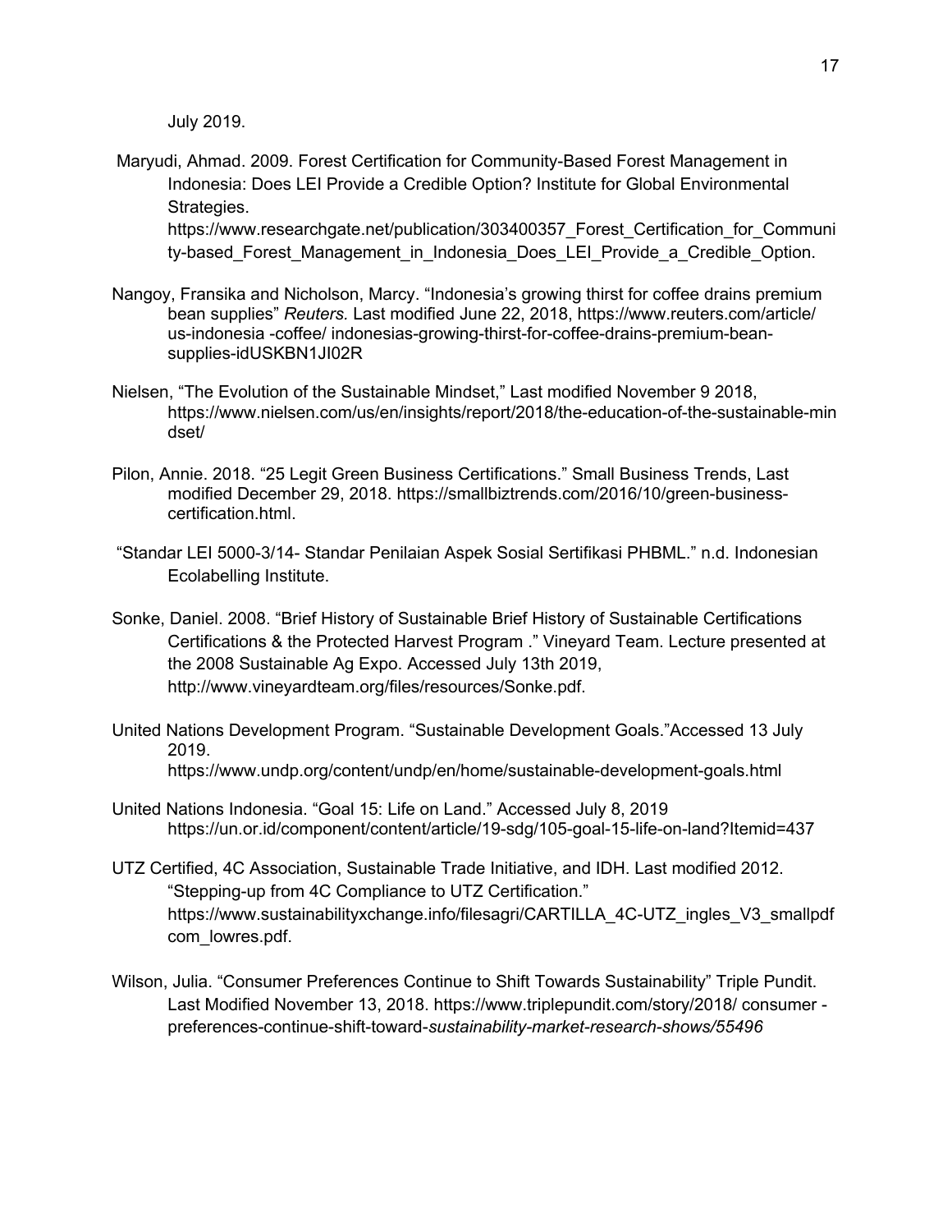July 2019.

Maryudi, Ahmad. 2009. Forest Certification for Community-Based Forest Management in Indonesia: Does LEI Provide a Credible Option? Institute for Global Environmental Strategies. https://www.researchgate.net/publication/303400357_Forest_Certification_for_Community-based_Forest_Management_in_Indonesia_Does_LEI_Provide_a_Credible_Option.

Nangoy, Fransika and Nicholson, Marcy. "Indonesia's growing thirst for coffee drains premium bean supplies" *Reuters.* Last modified June 22, 2018, https://www.reuters.com/article/ us-indonesia -coffee/ indonesias-growing-thirst-for-coffee-drains-premium-bean-supplies-idUSKBN1JI02R

Nielsen, "The Evolution of the Sustainable Mindset," Last modified November 9 2018, https://www.nielsen.com/us/en/insights/report/2018/the-education-of-the-sustainable-mindset/

Pilon, Annie. 2018. "25 Legit Green Business Certifications." Small Business Trends, Last modified December 29, 2018. https://smallbiztrends.com/2016/10/green-business-certification.html.

"Standar LEI 5000-3/14- Standar Penilaian Aspek Sosial Sertifikasi PHBML." n.d. Indonesian Ecolabelling Institute.

Sonke, Daniel. 2008. "Brief History of Sustainable Brief History of Sustainable Certifications Certifications & the Protected Harvest Program ." Vineyard Team. Lecture presented at the 2008 Sustainable Ag Expo. Accessed July 13th 2019, http://www.vineyardteam.org/files/resources/Sonke.pdf.

United Nations Development Program. "Sustainable Development Goals."Accessed 13 July 2019. https://www.undp.org/content/undp/en/home/sustainable-development-goals.html

United Nations Indonesia. "Goal 15: Life on Land." Accessed July 8, 2019 https://un.or.id/component/content/article/19-sdg/105-goal-15-life-on-land?Itemid=437

UTZ Certified, 4C Association, Sustainable Trade Initiative, and IDH. Last modified 2012. "Stepping-up from 4C Compliance to UTZ Certification." https://www.sustainabilityxchange.info/filesagri/CARTILLA_4C-UTZ_ingles_V3_smallpdfcom_lowres.pdf.

Wilson, Julia. "Consumer Preferences Continue to Shift Towards Sustainability" Triple Pundit. Last Modified November 13, 2018. https://www.triplepundit.com/story/2018/ consumer -preferences-continue-shift-toward-*sustainability-market-research-shows/55496*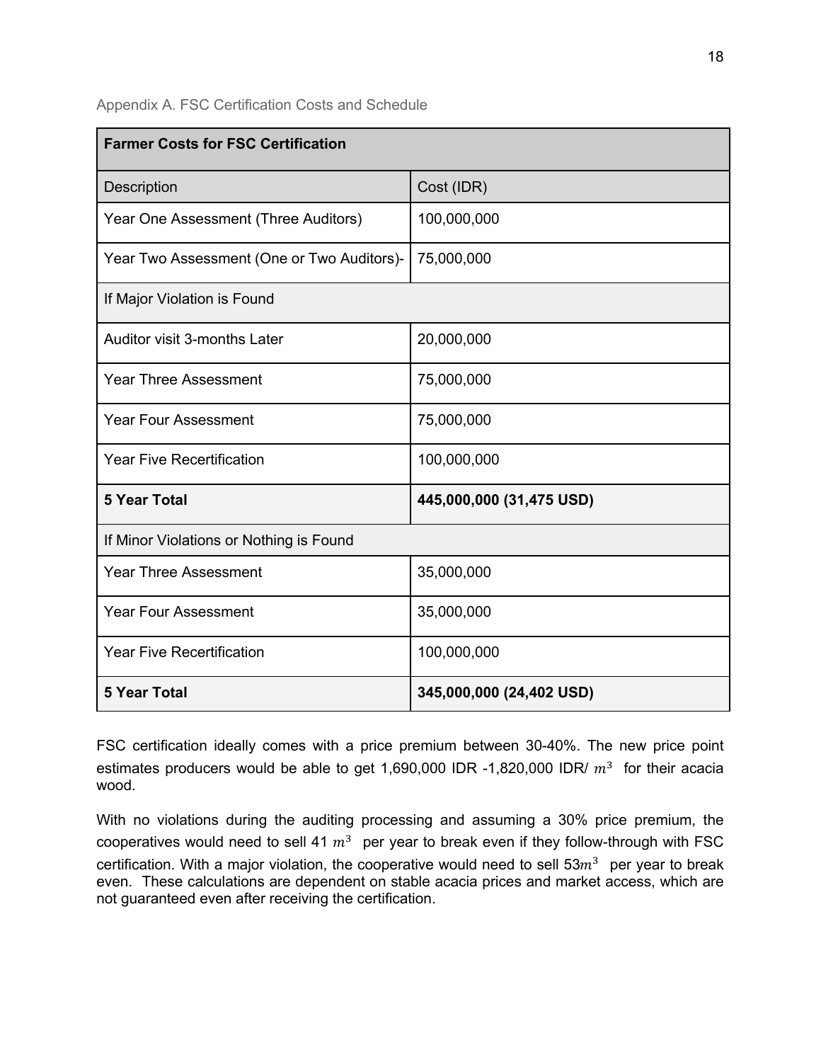Appendix A. FSC Certification Costs and Schedule

| **Farmer Costs for FSC Certification** | |
|---|---|
| Description | Cost (IDR) |
| Year One Assessment (Three Auditors) | 100,000,000 |
| Year Two Assessment (One or Two Auditors)- | 75,000,000 |
| If Major Violation is Found | |
| Auditor visit 3-months Later | 20,000,000 |
| Year Three Assessment | 75,000,000 |
| Year Four Assessment | 75,000,000 |
| Year Five Recertification | 100,000,000 |
| **5 Year Total** | **445,000,000 (31,475 USD)** |
| If Minor Violations or Nothing is Found | |
| Year Three Assessment | 35,000,000 |
| Year Four Assessment | 35,000,000 |
| Year Five Recertification | 100,000,000 |
| **5 Year Total** | **345,000,000 (24,402 USD)** |

FSC certification ideally comes with a price premium between 30-40%. The new price point estimates producers would be able to get 1,690,000 IDR -1,820,000 IDR/ $m^3$ for their acacia wood.

With no violations during the auditing processing and assuming a 30% price premium, the cooperatives would need to sell 41 $m^3$ per year to break even if they follow-through with FSC certification. With a major violation, the cooperative would need to sell 53$m^3$ per year to break even. These calculations are dependent on stable acacia prices and market access, which are not guaranteed even after receiving the certification.